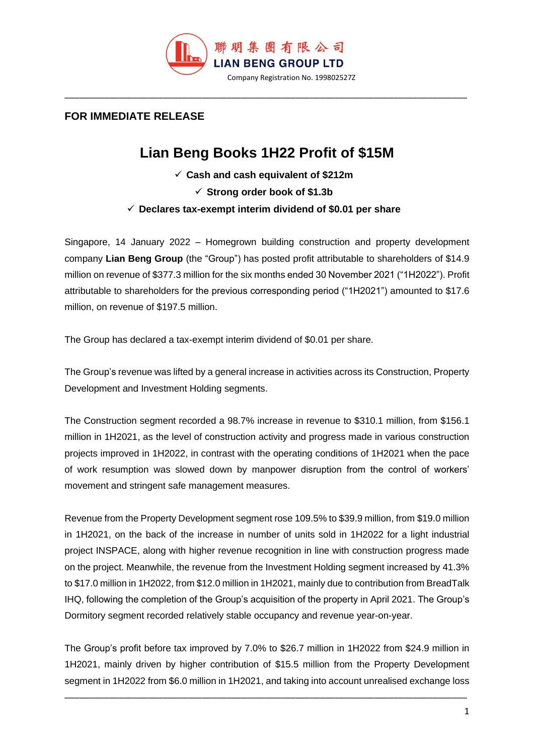聯明集團有限公司
LIAN BENG GROUP LTD
Company Registration No. 199802527Z

**FOR IMMEDIATE RELEASE**

# Lian Beng Books 1H22 Profit of $15M

- ✓ **Cash and cash equivalent of $212m**
- ✓ **Strong order book of $1.3b**
- ✓ **Declares tax-exempt interim dividend of $0.01 per share**

Singapore, 14 January 2022 – Homegrown building construction and property development company **Lian Beng Group** (the "Group") has posted profit attributable to shareholders of $14.9 million on revenue of $377.3 million for the six months ended 30 November 2021 ("1H2022"). Profit attributable to shareholders for the previous corresponding period ("1H2021") amounted to $17.6 million, on revenue of $197.5 million.

The Group has declared a tax-exempt interim dividend of $0.01 per share.

The Group's revenue was lifted by a general increase in activities across its Construction, Property Development and Investment Holding segments.

The Construction segment recorded a 98.7% increase in revenue to $310.1 million, from $156.1 million in 1H2021, as the level of construction activity and progress made in various construction projects improved in 1H2022, in contrast with the operating conditions of 1H2021 when the pace of work resumption was slowed down by manpower disruption from the control of workers' movement and stringent safe management measures.

Revenue from the Property Development segment rose 109.5% to $39.9 million, from $19.0 million in 1H2021, on the back of the increase in number of units sold in 1H2022 for a light industrial project INSPACE, along with higher revenue recognition in line with construction progress made on the project. Meanwhile, the revenue from the Investment Holding segment increased by 41.3% to $17.0 million in 1H2022, from $12.0 million in 1H2021, mainly due to contribution from BreadTalk IHQ, following the completion of the Group's acquisition of the property in April 2021. The Group's Dormitory segment recorded relatively stable occupancy and revenue year-on-year.

The Group's profit before tax improved by 7.0% to $26.7 million in 1H2022 from $24.9 million in 1H2021, mainly driven by higher contribution of $15.5 million from the Property Development segment in 1H2022 from $6.0 million in 1H2021, and taking into account unrealised exchange loss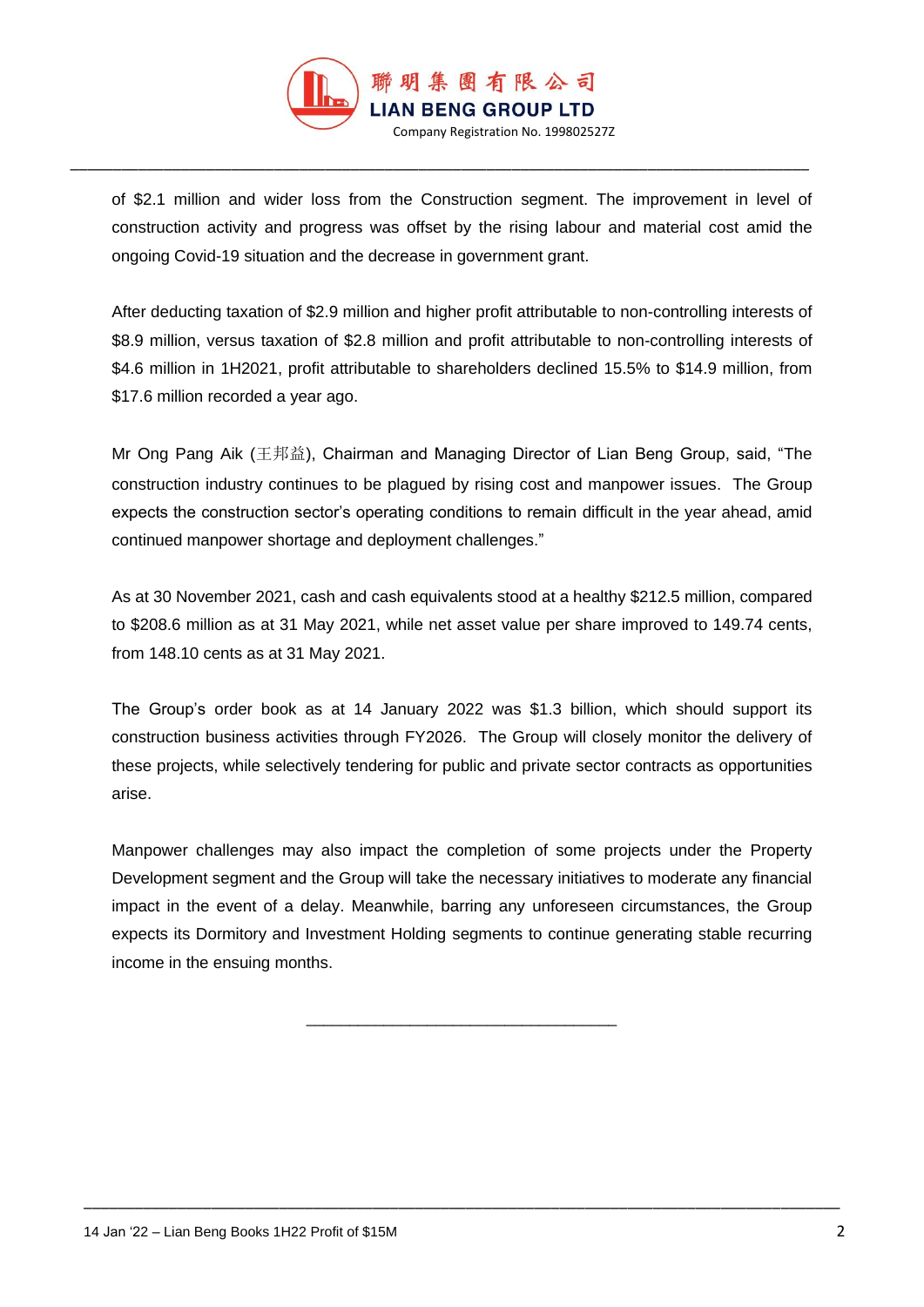of $2.1 million and wider loss from the Construction segment. The improvement in level of construction activity and progress was offset by the rising labour and material cost amid the ongoing Covid-19 situation and the decrease in government grant.

After deducting taxation of $2.9 million and higher profit attributable to non-controlling interests of $8.9 million, versus taxation of $2.8 million and profit attributable to non-controlling interests of $4.6 million in 1H2021, profit attributable to shareholders declined 15.5% to $14.9 million, from $17.6 million recorded a year ago.

Mr Ong Pang Aik (王邦益), Chairman and Managing Director of Lian Beng Group, said, "The construction industry continues to be plagued by rising cost and manpower issues. The Group expects the construction sector's operating conditions to remain difficult in the year ahead, amid continued manpower shortage and deployment challenges."

As at 30 November 2021, cash and cash equivalents stood at a healthy $212.5 million, compared to $208.6 million as at 31 May 2021, while net asset value per share improved to 149.74 cents, from 148.10 cents as at 31 May 2021.

The Group's order book as at 14 January 2022 was $1.3 billion, which should support its construction business activities through FY2026. The Group will closely monitor the delivery of these projects, while selectively tendering for public and private sector contracts as opportunities arise.

Manpower challenges may also impact the completion of some projects under the Property Development segment and the Group will take the necessary initiatives to moderate any financial impact in the event of a delay. Meanwhile, barring any unforeseen circumstances, the Group expects its Dormitory and Investment Holding segments to continue generating stable recurring income in the ensuing months.

\_\_\_\_\_\_\_\_\_\_\_\_\_\_\_\_\_\_\_\_\_\_\_\_\_\_\_\_\_\_\_\_\_\_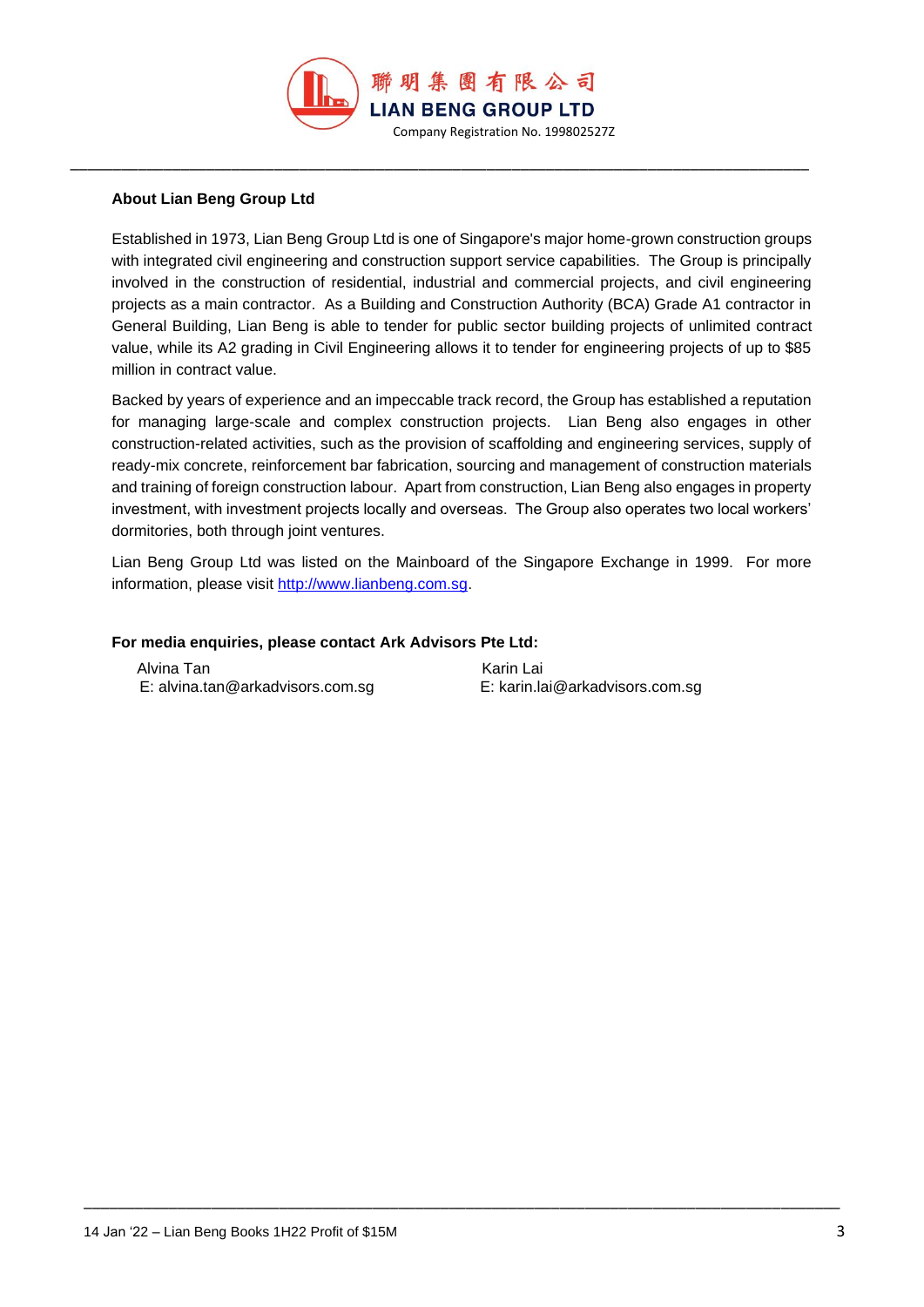聯明集團有限公司
**LIAN BENG GROUP LTD**
Company Registration No. 199802527Z

---

**About Lian Beng Group Ltd**

Established in 1973, Lian Beng Group Ltd is one of Singapore's major home-grown construction groups with integrated civil engineering and construction support service capabilities. The Group is principally involved in the construction of residential, industrial and commercial projects, and civil engineering projects as a main contractor. As a Building and Construction Authority (BCA) Grade A1 contractor in General Building, Lian Beng is able to tender for public sector building projects of unlimited contract value, while its A2 grading in Civil Engineering allows it to tender for engineering projects of up to $85 million in contract value.

Backed by years of experience and an impeccable track record, the Group has established a reputation for managing large-scale and complex construction projects. Lian Beng also engages in other construction-related activities, such as the provision of scaffolding and engineering services, supply of ready-mix concrete, reinforcement bar fabrication, sourcing and management of construction materials and training of foreign construction labour. Apart from construction, Lian Beng also engages in property investment, with investment projects locally and overseas. The Group also operates two local workers' dormitories, both through joint ventures.

Lian Beng Group Ltd was listed on the Mainboard of the Singapore Exchange in 1999. For more information, please visit [http://www.lianbeng.com.sg](http://www.lianbeng.com.sg).

**For media enquiries, please contact Ark Advisors Pte Ltd:**

Alvina Tan
E: alvina.tan@arkadvisors.com.sg

Karin Lai
E: karin.lai@arkadvisors.com.sg